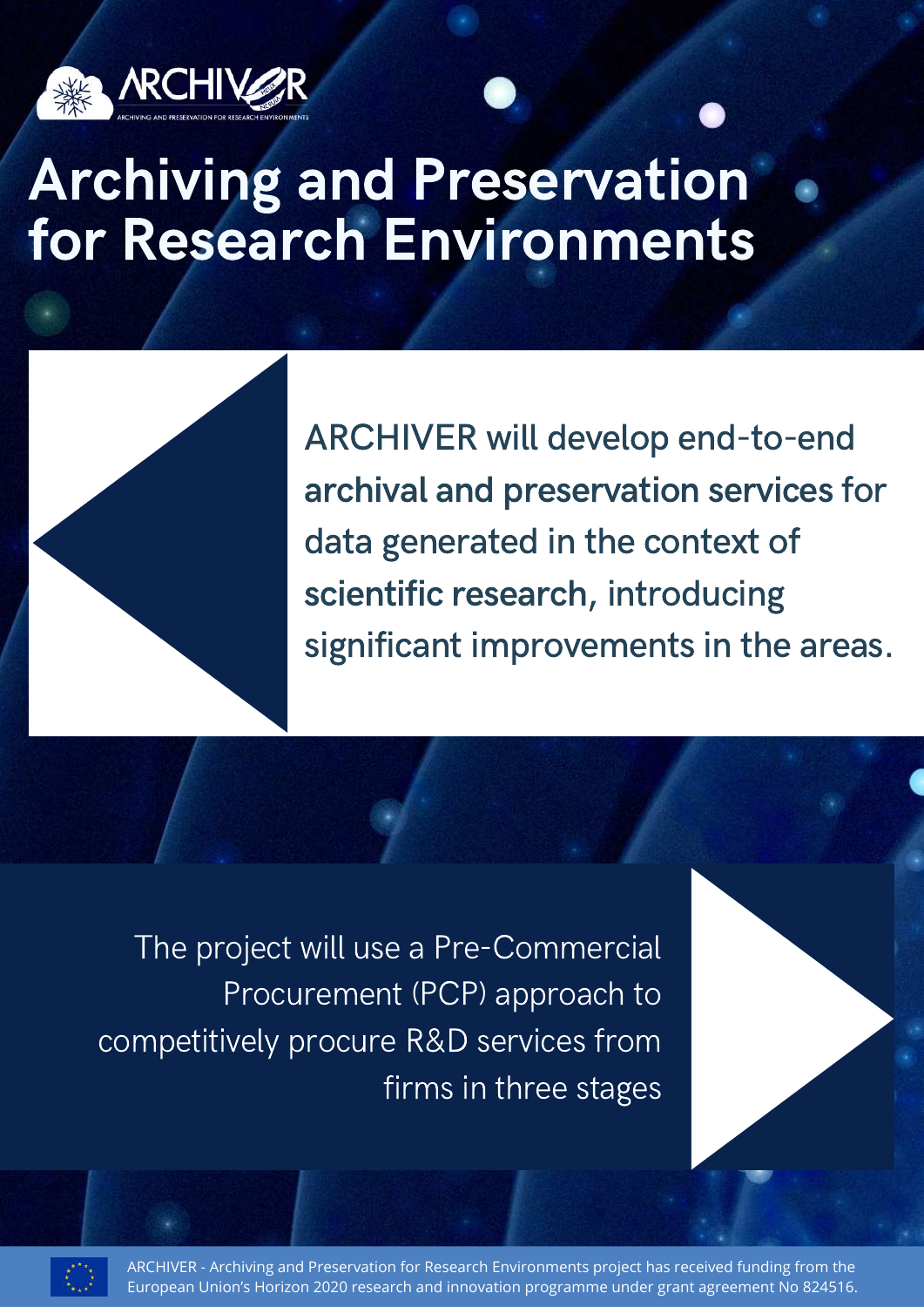ARCHIVER

ARCHIVING AND PRESERVATION FOR RESEARCH ENVIRONMENTS

# Archiving and Preservation for Research Environments

ARCHIVER will develop end-to-end **archival and preservation services** for data generated in the context of **scientific research**, introducing significant improvements in the areas.

The project will use a Pre-Commercial Procurement (PCP) approach to competitively procure R&D services from firms in three stages

ARCHIVER - Archiving and Preservation for Research Environments project has received funding from the European Union's Horizon 2020 research and innovation programme under grant agreement No 824516.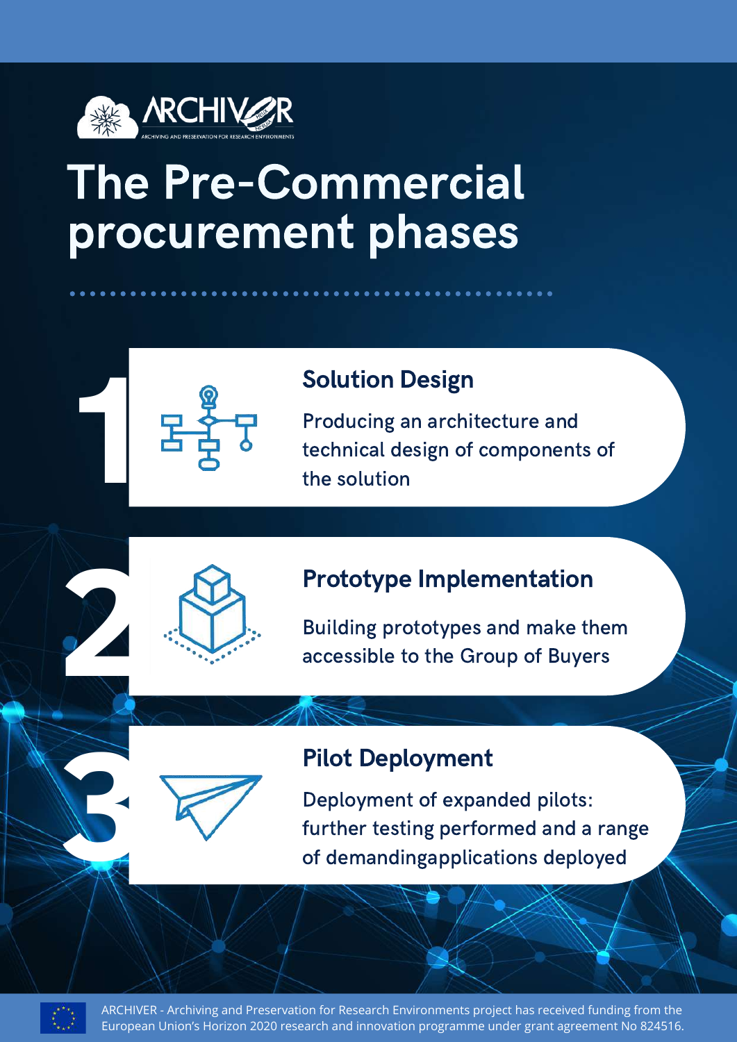ARCHIVER

ARCHIVING AND PRESERVATION FOR RESEARCH ENVIRONMENTS

# The Pre-Commercial procurement phases

## 1 Solution Design

Producing an architecture and technical design of components of the solution

## 2 Prototype Implementation

Building prototypes and make them accessible to the Group of Buyers

## 3 Pilot Deployment

Deployment of expanded pilots: further testing performed and a range of demandingapplications deployed

ARCHIVER - Archiving and Preservation for Research Environments project has received funding from the European Union's Horizon 2020 research and innovation programme under grant agreement No 824516.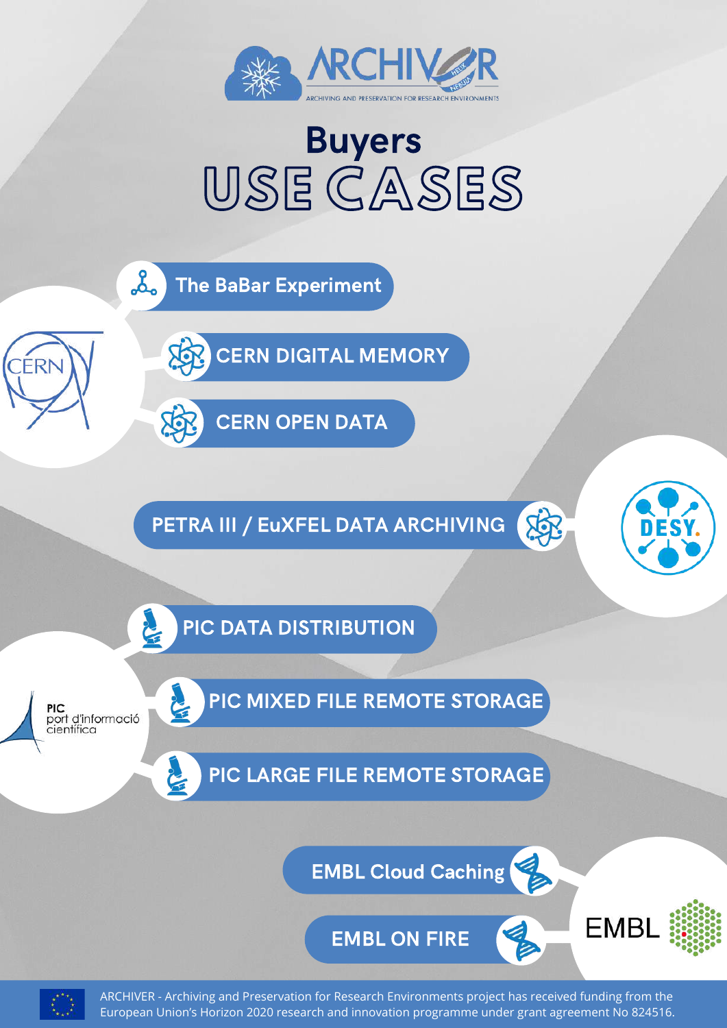# ARCHIVER

ARCHIVING AND PRESERVATION FOR RESEARCH ENVIRONMENTS

## Buyers
## USE CASES

CERN

- The BaBar Experiment
- CERN DIGITAL MEMORY
- CERN OPEN DATA

DESY

- PETRA III / EuXFEL DATA ARCHIVING

PIC port d'informació científica

- PIC DATA DISTRIBUTION
- PIC MIXED FILE REMOTE STORAGE
- PIC LARGE FILE REMOTE STORAGE

EMBL

- EMBL Cloud Caching
- EMBL ON FIRE

ARCHIVER - Archiving and Preservation for Research Environments project has received funding from the European Union's Horizon 2020 research and innovation programme under grant agreement No 824516.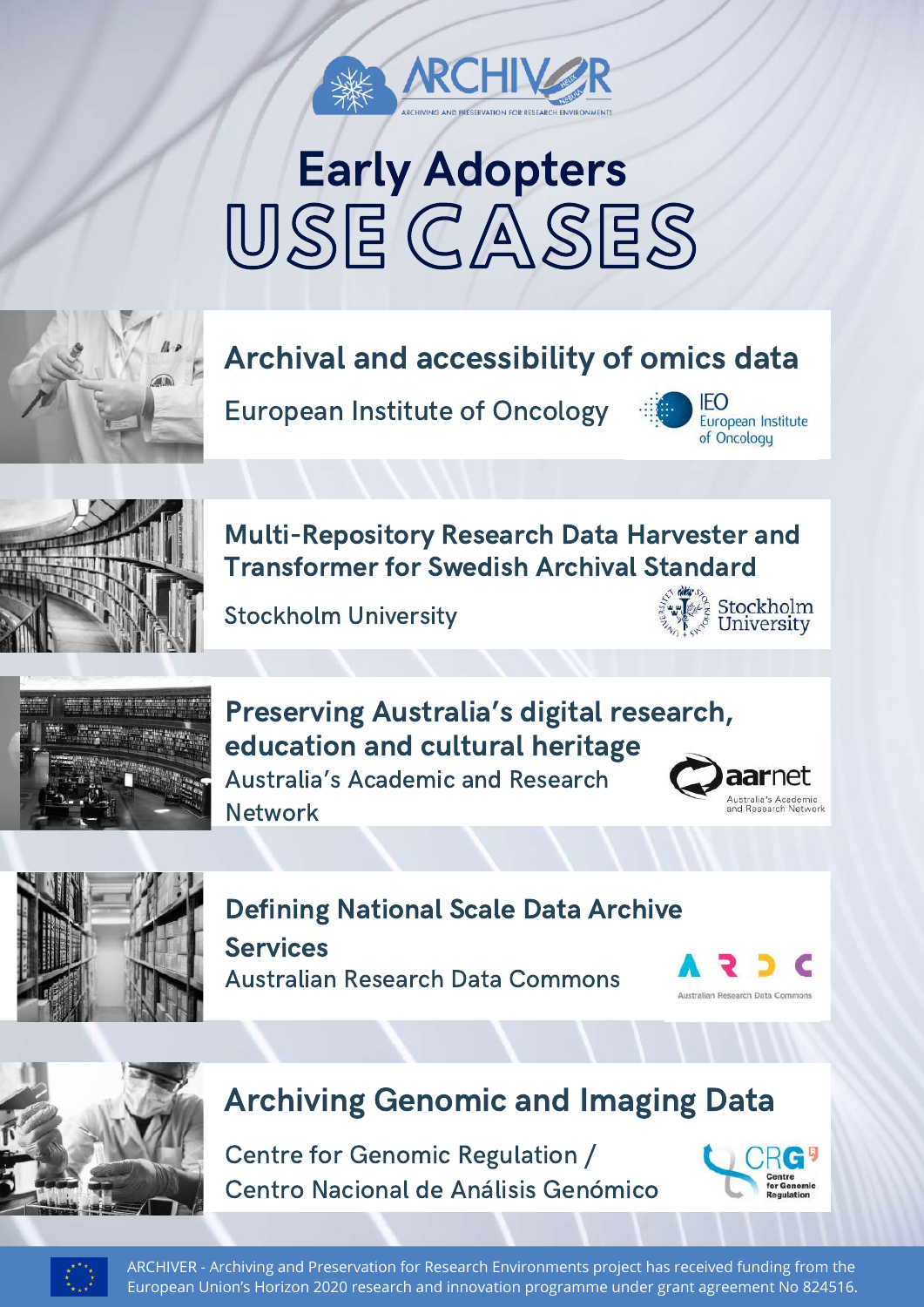# Early Adopters USE CASES

## Archival and accessibility of omics data

European Institute of Oncology

## Multi-Repository Research Data Harvester and Transformer for Swedish Archival Standard

Stockholm University

## Preserving Australia's digital research, education and cultural heritage

Australia's Academic and Research Network

## Defining National Scale Data Archive Services

Australian Research Data Commons

## Archiving Genomic and Imaging Data

Centre for Genomic Regulation / Centro Nacional de Análisis Genómico

ARCHIVER - Archiving and Preservation for Research Environments project has received funding from the European Union's Horizon 2020 research and innovation programme under grant agreement No 824516.